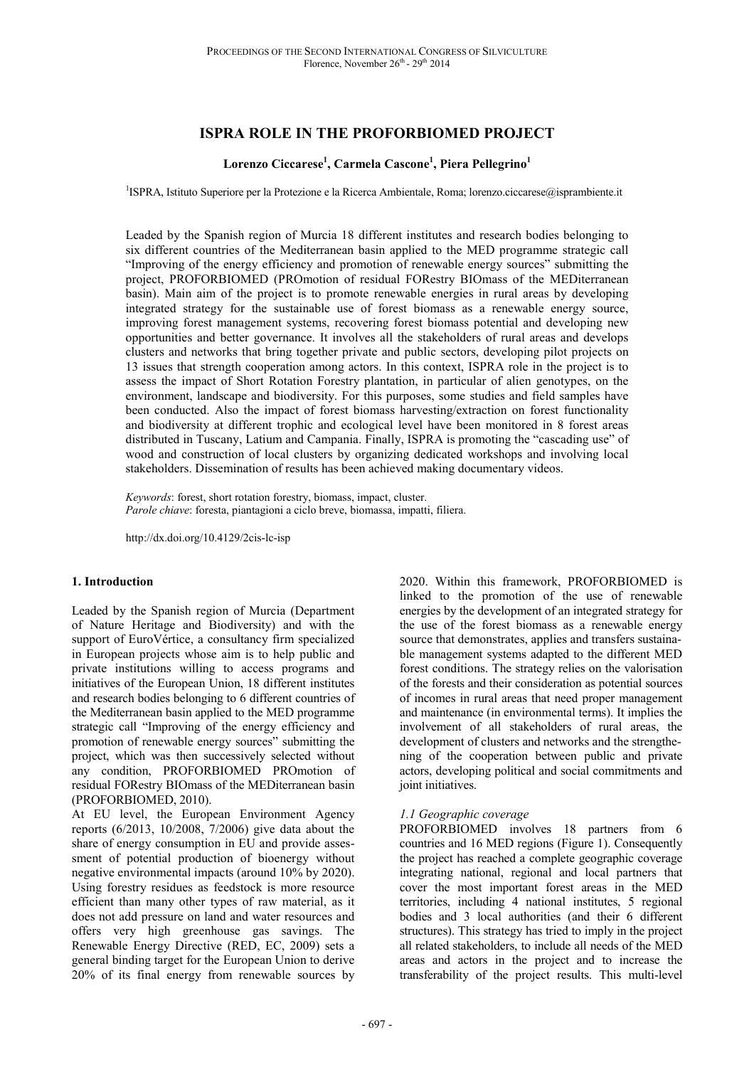# ISPRA ROLE IN THE PROFORBIOMED PROJECT

**Lorenzo Ciccarese[1], Carmela Cascone[1], Piera Pellegrino[1]**

[1]ISPRA, Istituto Superiore per la Protezione e la Ricerca Ambientale, Roma; lorenzo.ciccarese@isprambiente.it

Leaded by the Spanish region of Murcia 18 different institutes and research bodies belonging to six different countries of the Mediterranean basin applied to the MED programme strategic call "Improving of the energy efficiency and promotion of renewable energy sources" submitting the project, PROFORBIOMED (PROmotion of residual FORestry BIOmass of the MEDiterranean basin). Main aim of the project is to promote renewable energies in rural areas by developing integrated strategy for the sustainable use of forest biomass as a renewable energy source, improving forest management systems, recovering forest biomass potential and developing new opportunities and better governance. It involves all the stakeholders of rural areas and develops clusters and networks that bring together private and public sectors, developing pilot projects on 13 issues that strength cooperation among actors. In this context, ISPRA role in the project is to assess the impact of Short Rotation Forestry plantation, in particular of alien genotypes, on the environment, landscape and biodiversity. For this purposes, some studies and field samples have been conducted. Also the impact of forest biomass harvesting/extraction on forest functionality and biodiversity at different trophic and ecological level have been monitored in 8 forest areas distributed in Tuscany, Latium and Campania. Finally, ISPRA is promoting the "cascading use" of wood and construction of local clusters by organizing dedicated workshops and involving local stakeholders. Dissemination of results has been achieved making documentary videos.

*Keywords*: forest, short rotation forestry, biomass, impact, cluster.
*Parole chiave*: foresta, piantagioni a ciclo breve, biomassa, impatti, filiera.

http://dx.doi.org/10.4129/2cis-lc-isp

## 1. Introduction

Leaded by the Spanish region of Murcia (Department of Nature Heritage and Biodiversity) and with the support of EuroVértice, a consultancy firm specialized in European projects whose aim is to help public and private institutions willing to access programs and initiatives of the European Union, 18 different institutes and research bodies belonging to 6 different countries of the Mediterranean basin applied to the MED programme strategic call "Improving of the energy efficiency and promotion of renewable energy sources" submitting the project, which was then successively selected without any condition, PROFORBIOMED PROmotion of residual FORestry BIOmass of the MEDiterranean basin (PROFORBIOMED, 2010).

At EU level, the European Environment Agency reports (6/2013, 10/2008, 7/2006) give data about the share of energy consumption in EU and provide assessment of potential production of bioenergy without negative environmental impacts (around 10% by 2020). Using forestry residues as feedstock is more resource efficient than many other types of raw material, as it does not add pressure on land and water resources and offers very high greenhouse gas savings. The Renewable Energy Directive (RED, EC, 2009) sets a general binding target for the European Union to derive 20% of its final energy from renewable sources by 2020. Within this framework, PROFORBIOMED is linked to the promotion of the use of renewable energies by the development of an integrated strategy for the use of the forest biomass as a renewable energy source that demonstrates, applies and transfers sustainable management systems adapted to the different MED forest conditions. The strategy relies on the valorisation of the forests and their consideration as potential sources of incomes in rural areas that need proper management and maintenance (in environmental terms). It implies the involvement of all stakeholders of rural areas, the development of clusters and networks and the strengthening of the cooperation between public and private actors, developing political and social commitments and joint initiatives.

### *1.1 Geographic coverage*

PROFORBIOMED involves 18 partners from 6 countries and 16 MED regions (Figure 1). Consequently the project has reached a complete geographic coverage integrating national, regional and local partners that cover the most important forest areas in the MED territories, including 4 national institutes, 5 regional bodies and 3 local authorities (and their 6 different structures). This strategy has tried to imply in the project all related stakeholders, to include all needs of the MED areas and actors in the project and to increase the transferability of the project results. This multi-level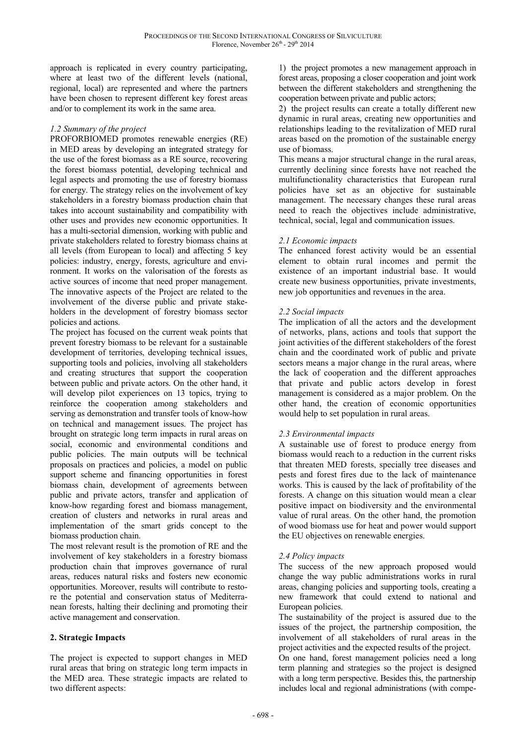approach is replicated in every country participating, where at least two of the different levels (national, regional, local) are represented and where the partners have been chosen to represent different key forest areas and/or to complement its work in the same area.

### *1.2 Summary of the project*

PROFORBIOMED promotes renewable energies (RE) in MED areas by developing an integrated strategy for the use of the forest biomass as a RE source, recovering the forest biomass potential, developing technical and legal aspects and promoting the use of forestry biomass for energy. The strategy relies on the involvement of key stakeholders in a forestry biomass production chain that takes into account sustainability and compatibility with other uses and provides new economic opportunities. It has a multi-sectorial dimension, working with public and private stakeholders related to forestry biomass chains at all levels (from European to local) and affecting 5 key policies: industry, energy, forests, agriculture and environment. It works on the valorisation of the forests as active sources of income that need proper management. The innovative aspects of the Project are related to the involvement of the diverse public and private stakeholders in the development of forestry biomass sector policies and actions.

The project has focused on the current weak points that prevent forestry biomass to be relevant for a sustainable development of territories, developing technical issues, supporting tools and policies, involving all stakeholders and creating structures that support the cooperation between public and private actors. On the other hand, it will develop pilot experiences on 13 topics, trying to reinforce the cooperation among stakeholders and serving as demonstration and transfer tools of know-how on technical and management issues. The project has brought on strategic long term impacts in rural areas on social, economic and environmental conditions and public policies. The main outputs will be technical proposals on practices and policies, a model on public support scheme and financing opportunities in forest biomass chain, development of agreements between public and private actors, transfer and application of know-how regarding forest and biomass management, creation of clusters and networks in rural areas and implementation of the smart grids concept to the biomass production chain.

The most relevant result is the promotion of RE and the involvement of key stakeholders in a forestry biomass production chain that improves governance of rural areas, reduces natural risks and fosters new economic opportunities. Moreover, results will contribute to restore the potential and conservation status of Mediterranean forests, halting their declining and promoting their active management and conservation.

## **2. Strategic Impacts**

The project is expected to support changes in MED rural areas that bring on strategic long term impacts in the MED area. These strategic impacts are related to two different aspects:

1) the project promotes a new management approach in forest areas, proposing a closer cooperation and joint work between the different stakeholders and strengthening the cooperation between private and public actors;

2) the project results can create a totally different new dynamic in rural areas, creating new opportunities and relationships leading to the revitalization of MED rural areas based on the promotion of the sustainable energy use of biomass.

This means a major structural change in the rural areas, currently declining since forests have not reached the multifunctionality characteristics that European rural policies have set as an objective for sustainable management. The necessary changes these rural areas need to reach the objectives include administrative, technical, social, legal and communication issues.

### *2.1 Economic impacts*

The enhanced forest activity would be an essential element to obtain rural incomes and permit the existence of an important industrial base. It would create new business opportunities, private investments, new job opportunities and revenues in the area.

### *2.2 Social impacts*

The implication of all the actors and the development of networks, plans, actions and tools that support the joint activities of the different stakeholders of the forest chain and the coordinated work of public and private sectors means a major change in the rural areas, where the lack of cooperation and the different approaches that private and public actors develop in forest management is considered as a major problem. On the other hand, the creation of economic opportunities would help to set population in rural areas.

### *2.3 Environmental impacts*

A sustainable use of forest to produce energy from biomass would reach to a reduction in the current risks that threaten MED forests, specially tree diseases and pests and forest fires due to the lack of maintenance works. This is caused by the lack of profitability of the forests. A change on this situation would mean a clear positive impact on biodiversity and the environmental value of rural areas. On the other hand, the promotion of wood biomass use for heat and power would support the EU objectives on renewable energies.

### *2.4 Policy impacts*

The success of the new approach proposed would change the way public administrations works in rural areas, changing policies and supporting tools, creating a new framework that could extend to national and European policies.

The sustainability of the project is assured due to the issues of the project, the partnership composition, the involvement of all stakeholders of rural areas in the project activities and the expected results of the project.

On one hand, forest management policies need a long term planning and strategies so the project is designed with a long term perspective. Besides this, the partnership includes local and regional administrations (with compe-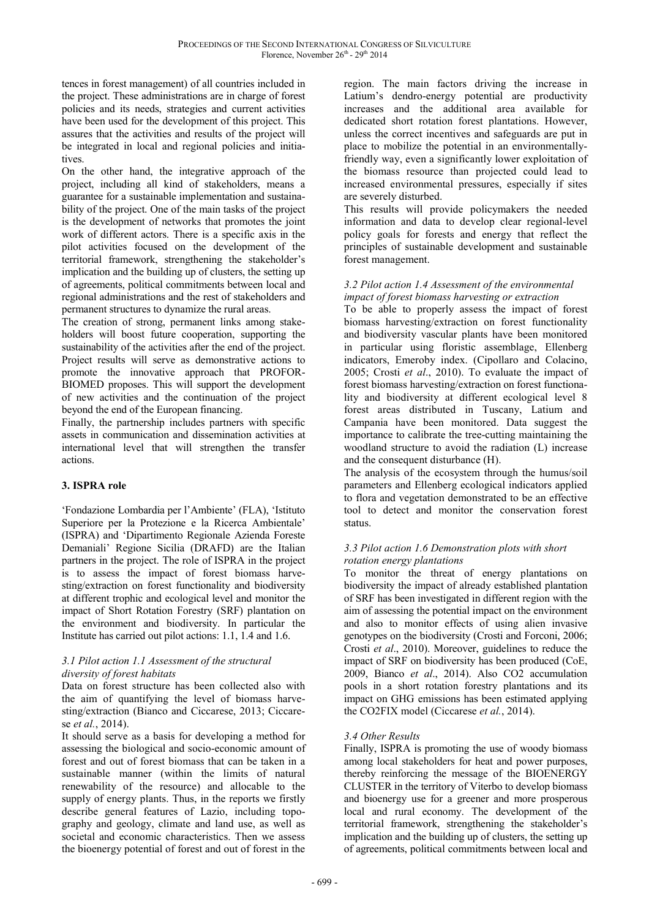tences in forest management) of all countries included in the project. These administrations are in charge of forest policies and its needs, strategies and current activities have been used for the development of this project. This assures that the activities and results of the project will be integrated in local and regional policies and initiatives.

On the other hand, the integrative approach of the project, including all kind of stakeholders, means a guarantee for a sustainable implementation and sustainability of the project. One of the main tasks of the project is the development of networks that promotes the joint work of different actors. There is a specific axis in the pilot activities focused on the development of the territorial framework, strengthening the stakeholder's implication and the building up of clusters, the setting up of agreements, political commitments between local and regional administrations and the rest of stakeholders and permanent structures to dynamize the rural areas.

The creation of strong, permanent links among stakeholders will boost future cooperation, supporting the sustainability of the activities after the end of the project. Project results will serve as demonstrative actions to promote the innovative approach that PROFOR-BIOMED proposes. This will support the development of new activities and the continuation of the project beyond the end of the European financing.

Finally, the partnership includes partners with specific assets in communication and dissemination activities at international level that will strengthen the transfer actions.

## 3. ISPRA role

'Fondazione Lombardia per l'Ambiente' (FLA), 'Istituto Superiore per la Protezione e la Ricerca Ambientale' (ISPRA) and 'Dipartimento Regionale Azienda Foreste Demaniali' Regione Sicilia (DRAFD) are the Italian partners in the project. The role of ISPRA in the project is to assess the impact of forest biomass harvesting/extraction on forest functionality and biodiversity at different trophic and ecological level and monitor the impact of Short Rotation Forestry (SRF) plantation on the environment and biodiversity. In particular the Institute has carried out pilot actions: 1.1, 1.4 and 1.6.

### *3.1 Pilot action 1.1 Assessment of the structural diversity of forest habitats*

Data on forest structure has been collected also with the aim of quantifying the level of biomass harvesting/extraction (Bianco and Ciccarese, 2013; Ciccarese *et al.*, 2014).

It should serve as a basis for developing a method for assessing the biological and socio-economic amount of forest and out of forest biomass that can be taken in a sustainable manner (within the limits of natural renewability of the resource) and allocable to the supply of energy plants. Thus, in the reports we firstly describe general features of Lazio, including topography and geology, climate and land use, as well as societal and economic characteristics. Then we assess the bioenergy potential of forest and out of forest in the region. The main factors driving the increase in Latium's dendro-energy potential are productivity increases and the additional area available for dedicated short rotation forest plantations. However, unless the correct incentives and safeguards are put in place to mobilize the potential in an environmentally-friendly way, even a significantly lower exploitation of the biomass resource than projected could lead to increased environmental pressures, especially if sites are severely disturbed.

This results will provide policymakers the needed information and data to develop clear regional-level policy goals for forests and energy that reflect the principles of sustainable development and sustainable forest management.

### *3.2 Pilot action 1.4 Assessment of the environmental impact of forest biomass harvesting or extraction*

To be able to properly assess the impact of forest biomass harvesting/extraction on forest functionality and biodiversity vascular plants have been monitored in particular using floristic assemblage, Ellenberg indicators, Emeroby index. (Cipollaro and Colacino, 2005; Crosti *et al*., 2010). To evaluate the impact of forest biomass harvesting/extraction on forest functionality and biodiversity at different ecological level 8 forest areas distributed in Tuscany, Latium and Campania have been monitored. Data suggest the importance to calibrate the tree-cutting maintaining the woodland structure to avoid the radiation (L) increase and the consequent disturbance (H).

The analysis of the ecosystem through the humus/soil parameters and Ellenberg ecological indicators applied to flora and vegetation demonstrated to be an effective tool to detect and monitor the conservation forest status.

### *3.3 Pilot action 1.6 Demonstration plots with short rotation energy plantations*

To monitor the threat of energy plantations on biodiversity the impact of already established plantation of SRF has been investigated in different region with the aim of assessing the potential impact on the environment and also to monitor effects of using alien invasive genotypes on the biodiversity (Crosti and Forconi, 2006; Crosti *et al*., 2010). Moreover, guidelines to reduce the impact of SRF on biodiversity has been produced (CoE, 2009, Bianco *et al*., 2014). Also CO2 accumulation pools in a short rotation forestry plantations and its impact on GHG emissions has been estimated applying the CO2FIX model (Ciccarese *et al.*, 2014).

### *3.4 Other Results*

Finally, ISPRA is promoting the use of woody biomass among local stakeholders for heat and power purposes, thereby reinforcing the message of the BIOENERGY CLUSTER in the territory of Viterbo to develop biomass and bioenergy use for a greener and more prosperous local and rural economy. The development of the territorial framework, strengthening the stakeholder's implication and the building up of clusters, the setting up of agreements, political commitments between local and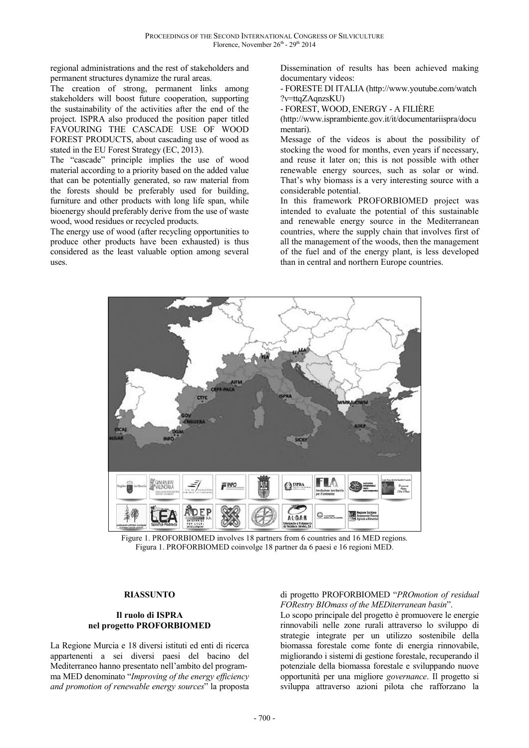regional administrations and the rest of stakeholders and permanent structures dynamize the rural areas.

The creation of strong, permanent links among stakeholders will boost future cooperation, supporting the sustainability of the activities after the end of the project. ISPRA also produced the position paper titled FAVOURING THE CASCADE USE OF WOOD FOREST PRODUCTS, about cascading use of wood as stated in the EU Forest Strategy (EC, 2013).

The "cascade" principle implies the use of wood material according to a priority based on the added value that can be potentially generated, so raw material from the forests should be preferably used for building, furniture and other products with long life span, while bioenergy should preferably derive from the use of waste wood, wood residues or recycled products.

The energy use of wood (after recycling opportunities to produce other products have been exhausted) is thus considered as the least valuable option among several uses.

Dissemination of results has been achieved making documentary videos:

- FORESTE DI ITALIA (http://www.youtube.com/watch?v=ttqZAqnzsKU)
- FOREST, WOOD, ENERGY - A FILIÈRE (http://www.isprambiente.gov.it/it/documentariispra/documentari).

Message of the videos is about the possibility of stocking the wood for months, even years if necessary, and reuse it later on; this is not possible with other renewable energy sources, such as solar or wind. That's why biomass is a very interesting source with a considerable potential.

In this framework PROFORBIOMED project was intended to evaluate the potential of this sustainable and renewable energy source in the Mediterranean countries, where the supply chain that involves first of all the management of the woods, then the management of the fuel and of the energy plant, is less developed than in central and northern Europe countries.

Figure 1. PROFORBIOMED involves 18 partners from 6 countries and 16 MED regions.
Figura 1. PROFORBIOMED coinvolge 18 partner da 6 paesi e 16 regioni MED.

## RIASSUNTO

### Il ruolo di ISPRA nel progetto PROFORBIOMED

La Regione Murcia e 18 diversi istituti ed enti di ricerca appartenenti a sei diversi paesi del bacino del Mediterraneo hanno presentato nell'ambito del programma MED denominato "*Improving of the energy efficiency and promotion of renewable energy sources*" la proposta di progetto PROFORBIOMED "*PROmotion of residual FORestry BIOmass of the MEDiterranean basin*".

Lo scopo principale del progetto è promuovere le energie rinnovabili nelle zone rurali attraverso lo sviluppo di strategie integrate per un utilizzo sostenibile della biomassa forestale come fonte di energia rinnovabile, migliorando i sistemi di gestione forestale, recuperando il potenziale della biomassa forestale e sviluppando nuove opportunità per una migliore *governance*. Il progetto si sviluppa attraverso azioni pilota che rafforzano la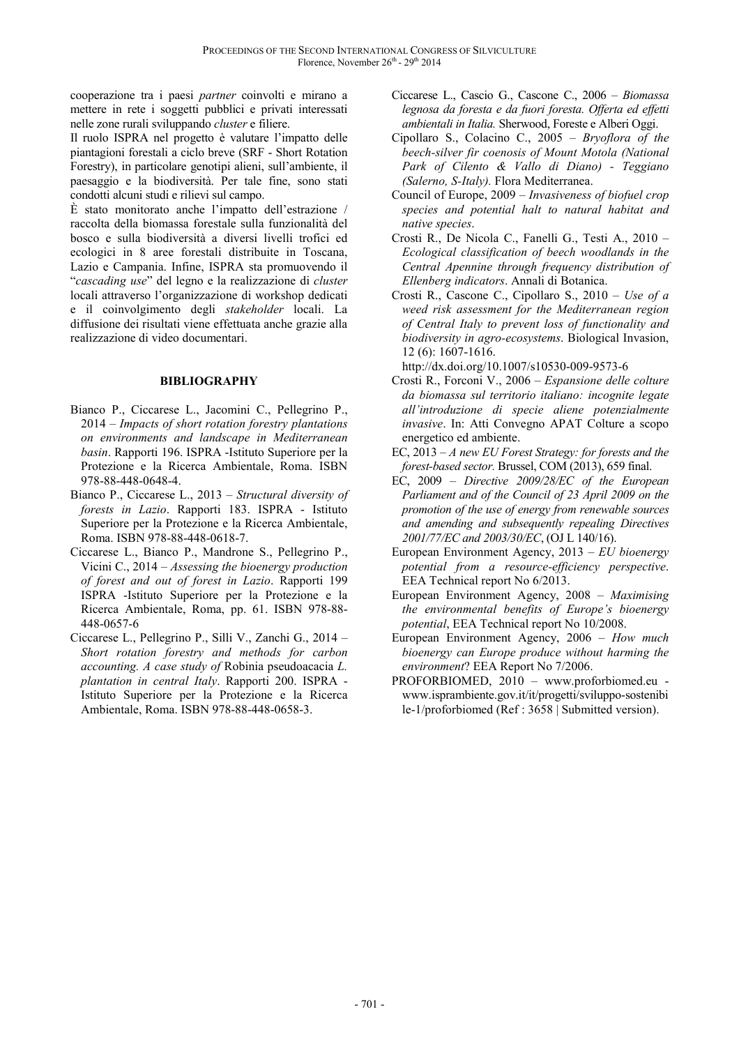cooperazione tra i paesi *partner* coinvolti e mirano a mettere in rete i soggetti pubblici e privati interessati nelle zone rurali sviluppando *cluster* e filiere.

Il ruolo ISPRA nel progetto è valutare l'impatto delle piantagioni forestali a ciclo breve (SRF - Short Rotation Forestry), in particolare genotipi alieni, sull'ambiente, il paesaggio e la biodiversità. Per tale fine, sono stati condotti alcuni studi e rilievi sul campo.

È stato monitorato anche l'impatto dell'estrazione / raccolta della biomassa forestale sulla funzionalità del bosco e sulla biodiversità a diversi livelli trofici ed ecologici in 8 aree forestali distribuite in Toscana, Lazio e Campania. Infine, ISPRA sta promuovendo il "*cascading use*" del legno e la realizzazione di *cluster* locali attraverso l'organizzazione di workshop dedicati e il coinvolgimento degli *stakeholder* locali. La diffusione dei risultati viene effettuata anche grazie alla realizzazione di video documentari.

## BIBLIOGRAPHY

Bianco P., Ciccarese L., Jacomini C., Pellegrino P., 2014 – *Impacts of short rotation forestry plantations on environments and landscape in Mediterranean basin*. Rapporti 196. ISPRA -Istituto Superiore per la Protezione e la Ricerca Ambientale, Roma. ISBN 978-88-448-0648-4.

Bianco P., Ciccarese L., 2013 – *Structural diversity of forests in Lazio*. Rapporti 183. ISPRA - Istituto Superiore per la Protezione e la Ricerca Ambientale, Roma. ISBN 978-88-448-0618-7.

Ciccarese L., Bianco P., Mandrone S., Pellegrino P., Vicini C., 2014 – *Assessing the bioenergy production of forest and out of forest in Lazio*. Rapporti 199 ISPRA -Istituto Superiore per la Protezione e la Ricerca Ambientale, Roma, pp. 61. ISBN 978-88-448-0657-6

Ciccarese L., Pellegrino P., Silli V., Zanchi G., 2014 – *Short rotation forestry and methods for carbon accounting. A case study of* Robinia pseudoacacia *L. plantation in central Italy*. Rapporti 200. ISPRA - Istituto Superiore per la Protezione e la Ricerca Ambientale, Roma. ISBN 978-88-448-0658-3.

Ciccarese L., Cascio G., Cascone C., 2006 – *Biomassa legnosa da foresta e da fuori foresta. Offerta ed effetti ambientali in Italia.* Sherwood, Foreste e Alberi Oggi.

Cipollaro S., Colacino C., 2005 – *Bryoflora of the beech-silver fir coenosis of Mount Motola (National Park of Cilento & Vallo di Diano) - Teggiano (Salerno, S-Italy).* Flora Mediterranea.

Council of Europe, 2009 – *Invasiveness of biofuel crop species and potential halt to natural habitat and native species*.

Crosti R., De Nicola C., Fanelli G., Testi A., 2010 – *Ecological classification of beech woodlands in the Central Apennine through frequency distribution of Ellenberg indicators*. Annali di Botanica.

Crosti R., Cascone C., Cipollaro S., 2010 – *Use of a weed risk assessment for the Mediterranean region of Central Italy to prevent loss of functionality and biodiversity in agro-ecosystems*. Biological Invasion, 12 (6): 1607-1616. http://dx.doi.org/10.1007/s10530-009-9573-6

Crosti R., Forconi V., 2006 – *Espansione delle colture da biomassa sul territorio italiano: incognite legate all'introduzione di specie aliene potenzialmente invasive*. In: Atti Convegno APAT Colture a scopo energetico ed ambiente.

EC, 2013 – *A new EU Forest Strategy: for forests and the forest-based sector.* Brussel, COM (2013), 659 final.

EC, 2009 – *Directive 2009/28/EC of the European Parliament and of the Council of 23 April 2009 on the promotion of the use of energy from renewable sources and amending and subsequently repealing Directives 2001/77/EC and 2003/30/EC*, (OJ L 140/16).

European Environment Agency, 2013 – *EU bioenergy potential from a resource-efficiency perspective*. EEA Technical report No 6/2013.

European Environment Agency, 2008 – *Maximising the environmental benefits of Europe's bioenergy potential*, EEA Technical report No 10/2008.

European Environment Agency, 2006 – *How much bioenergy can Europe produce without harming the environment*? EEA Report No 7/2006.

PROFORBIOMED, 2010 – www.proforbiomed.eu - www.isprambiente.gov.it/it/progetti/sviluppo-sostenibile-1/proforbiomed (Ref : 3658 | Submitted version).